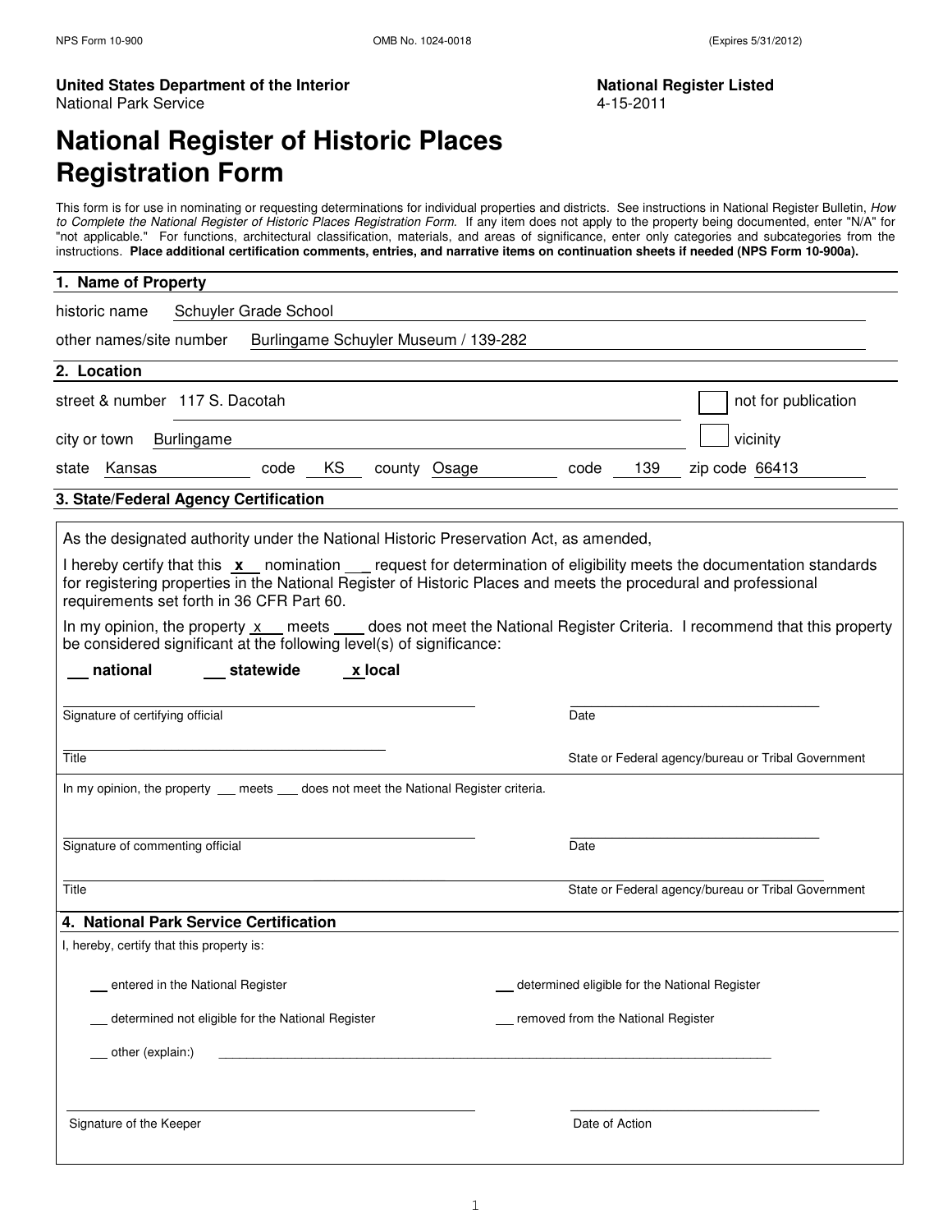NPS Form 10-900 OMB No. 1024-0018 (Expires 5/31/2012)

**United States Department of the Interior**
National Park Service

**National Register Listed**
4-15-2011

# National Register of Historic Places Registration Form

This form is for use in nominating or requesting determinations for individual properties and districts. See instructions in National Register Bulletin, *How to Complete the National Register of Historic Places Registration Form*. If any item does not apply to the property being documented, enter "N/A" for "not applicable." For functions, architectural classification, materials, and areas of significance, enter only categories and subcategories from the instructions. **Place additional certification comments, entries, and narrative items on continuation sheets if needed (NPS Form 10-900a).**

## 1. Name of Property

historic name Schuyler Grade School

other names/site number Burlingame Schuyler Museum / 139-282

## 2. Location

street & number 117 S. Dacotah ☐ not for publication

city or town Burlingame ☐ vicinity

state Kansas code KS county Osage code 139 zip code 66413

## 3. State/Federal Agency Certification

As the designated authority under the National Historic Preservation Act, as amended,

I hereby certify that this **x** nomination ___ request for determination of eligibility meets the documentation standards for registering properties in the National Register of Historic Places and meets the procedural and professional requirements set forth in 36 CFR Part 60.

In my opinion, the property x meets ___ does not meet the National Register Criteria. I recommend that this property be considered significant at the following level(s) of significance:

**___ national ___ statewide x local**

Signature of certifying official Date

Title State or Federal agency/bureau or Tribal Government

In my opinion, the property ___ meets ___ does not meet the National Register criteria.

Signature of commenting official Date

Title State or Federal agency/bureau or Tribal Government

## 4. National Park Service Certification

I, hereby, certify that this property is:

___ entered in the National Register

___ determined eligible for the National Register

___ determined not eligible for the National Register

___ removed from the National Register

___ other (explain:)

Signature of the Keeper Date of Action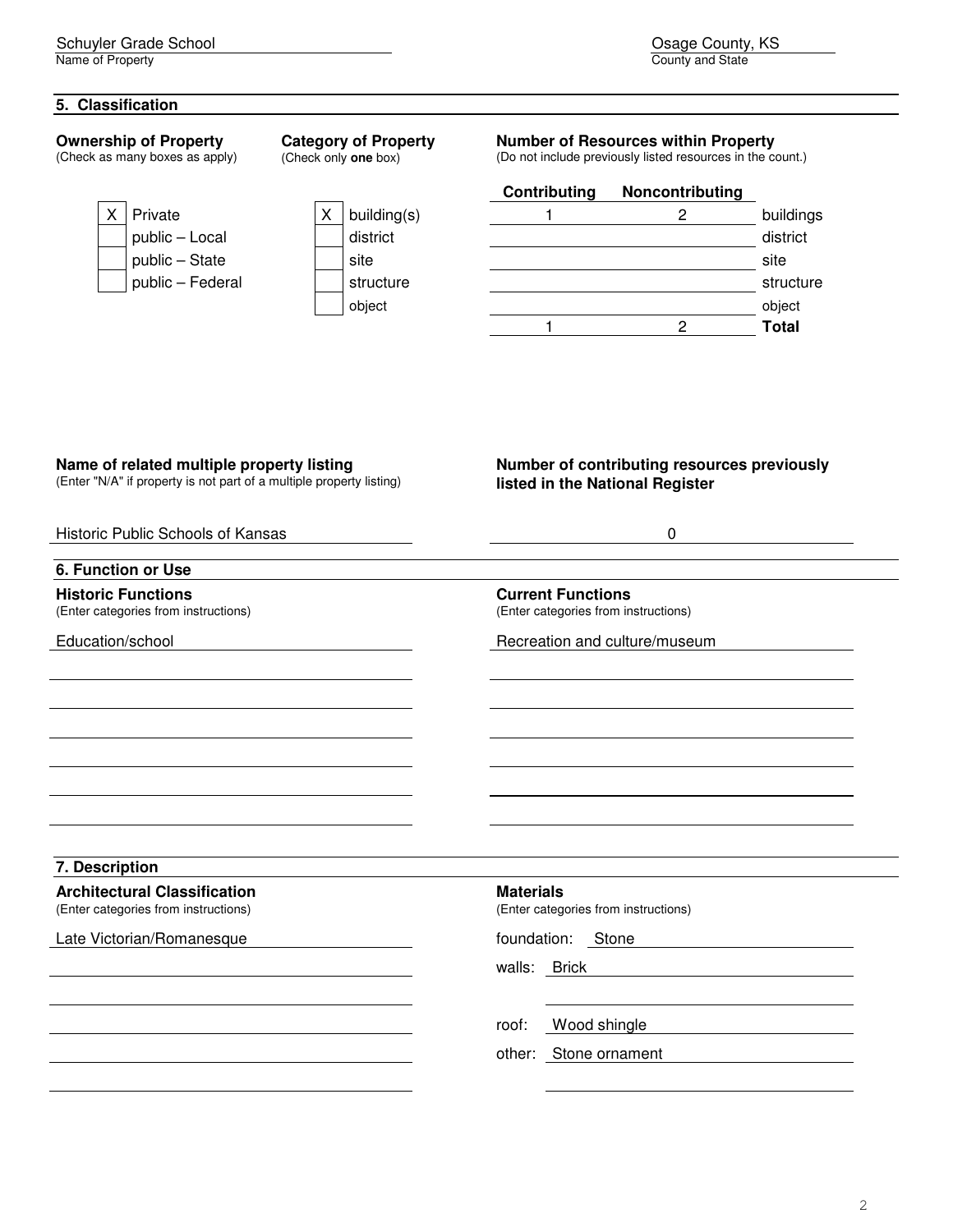Schuyler Grade School
Name of Property

Osage County, KS
County and State

## 5. Classification

**Ownership of Property**
(Check as many boxes as apply)

- [X] Private
- [ ] public – Local
- [ ] public – State
- [ ] public – Federal

**Category of Property**
(Check only **one** box)

- [X] building(s)
- [ ] district
- [ ] site
- [ ] structure
- [ ] object

**Number of Resources within Property**
(Do not include previously listed resources in the count.)

| Contributing | Noncontributing | |
|---|---|---|
| 1 | 2 | buildings |
| | | district |
| | | site |
| | | structure |
| | | object |
| 1 | 2 | **Total** |

**Name of related multiple property listing**
(Enter "N/A" if property is not part of a multiple property listing)

Historic Public Schools of Kansas

**Number of contributing resources previously listed in the National Register**

0

## 6. Function or Use

**Historic Functions**
(Enter categories from instructions)

Education/school

**Current Functions**
(Enter categories from instructions)

Recreation and culture/museum

## 7. Description

**Architectural Classification**
(Enter categories from instructions)

Late Victorian/Romanesque

**Materials**
(Enter categories from instructions)

foundation: Stone

walls: Brick

roof: Wood shingle

other: Stone ornament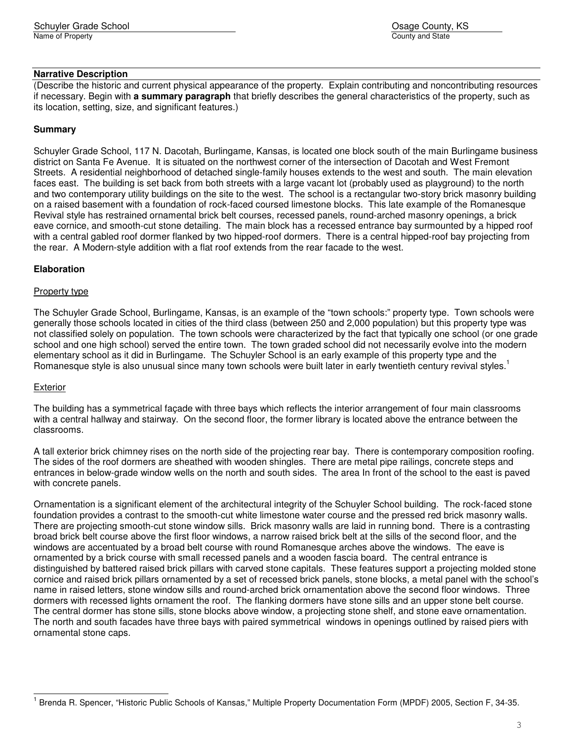## Narrative Description

(Describe the historic and current physical appearance of the property. Explain contributing and noncontributing resources if necessary. Begin with **a summary paragraph** that briefly describes the general characteristics of the property, such as its location, setting, size, and significant features.)

### Summary

Schuyler Grade School, 117 N. Dacotah, Burlingame, Kansas, is located one block south of the main Burlingame business district on Santa Fe Avenue. It is situated on the northwest corner of the intersection of Dacotah and West Fremont Streets. A residential neighborhood of detached single-family houses extends to the west and south. The main elevation faces east. The building is set back from both streets with a large vacant lot (probably used as playground) to the north and two contemporary utility buildings on the site to the west. The school is a rectangular two-story brick masonry building on a raised basement with a foundation of rock-faced coursed limestone blocks. This late example of the Romanesque Revival style has restrained ornamental brick belt courses, recessed panels, round-arched masonry openings, a brick eave cornice, and smooth-cut stone detailing. The main block has a recessed entrance bay surmounted by a hipped roof with a central gabled roof dormer flanked by two hipped-roof dormers. There is a central hipped-roof bay projecting from the rear. A Modern-style addition with a flat roof extends from the rear facade to the west.

### Elaboration

Property type

The Schuyler Grade School, Burlingame, Kansas, is an example of the "town schools:" property type. Town schools were generally those schools located in cities of the third class (between 250 and 2,000 population) but this property type was not classified solely on population. The town schools were characterized by the fact that typically one school (or one grade school and one high school) served the entire town. The town graded school did not necessarily evolve into the modern elementary school as it did in Burlingame. The Schuyler School is an early example of this property type and the Romanesque style is also unusual since many town schools were built later in early twentieth century revival styles.[1]

Exterior

The building has a symmetrical façade with three bays which reflects the interior arrangement of four main classrooms with a central hallway and stairway. On the second floor, the former library is located above the entrance between the classrooms.

A tall exterior brick chimney rises on the north side of the projecting rear bay. There is contemporary composition roofing. The sides of the roof dormers are sheathed with wooden shingles. There are metal pipe railings, concrete steps and entrances in below-grade window wells on the north and south sides. The area In front of the school to the east is paved with concrete panels.

Ornamentation is a significant element of the architectural integrity of the Schuyler School building. The rock-faced stone foundation provides a contrast to the smooth-cut white limestone water course and the pressed red brick masonry walls. There are projecting smooth-cut stone window sills. Brick masonry walls are laid in running bond. There is a contrasting broad brick belt course above the first floor windows, a narrow raised brick belt at the sills of the second floor, and the windows are accentuated by a broad belt course with round Romanesque arches above the windows. The eave is ornamented by a brick course with small recessed panels and a wooden fascia board. The central entrance is distinguished by battered raised brick pillars with carved stone capitals. These features support a projecting molded stone cornice and raised brick pillars ornamented by a set of recessed brick panels, stone blocks, a metal panel with the school's name in raised letters, stone window sills and round-arched brick ornamentation above the second floor windows. Three dormers with recessed lights ornament the roof. The flanking dormers have stone sills and an upper stone belt course. The central dormer has stone sills, stone blocks above window, a projecting stone shelf, and stone eave ornamentation. The north and south facades have three bays with paired symmetrical windows in openings outlined by raised piers with ornamental stone caps.

[1] Brenda R. Spencer, "Historic Public Schools of Kansas," Multiple Property Documentation Form (MPDF) 2005, Section F, 34-35.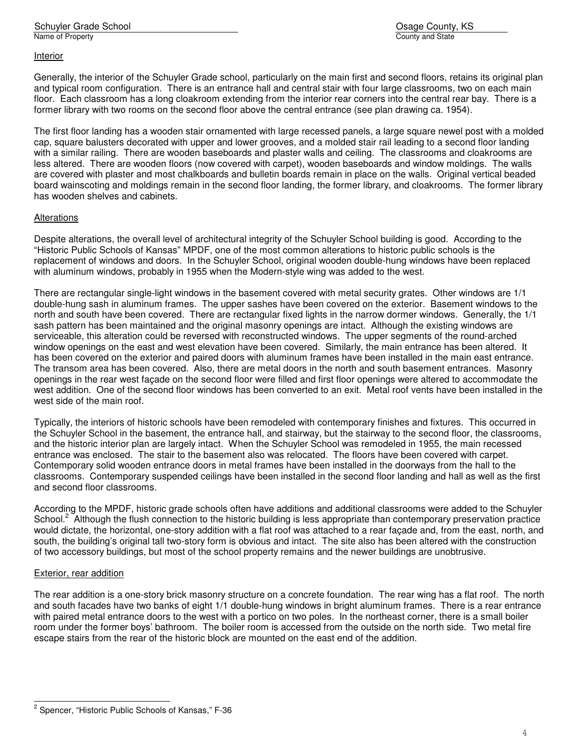Interior

Generally, the interior of the Schuyler Grade school, particularly on the main first and second floors, retains its original plan and typical room configuration. There is an entrance hall and central stair with four large classrooms, two on each main floor. Each classroom has a long cloakroom extending from the interior rear corners into the central rear bay. There is a former library with two rooms on the second floor above the central entrance (see plan drawing ca. 1954).

The first floor landing has a wooden stair ornamented with large recessed panels, a large square newel post with a molded cap, square balusters decorated with upper and lower grooves, and a molded stair rail leading to a second floor landing with a similar railing. There are wooden baseboards and plaster walls and ceiling. The classrooms and cloakrooms are less altered. There are wooden floors (now covered with carpet), wooden baseboards and window moldings. The walls are covered with plaster and most chalkboards and bulletin boards remain in place on the walls. Original vertical beaded board wainscoting and moldings remain in the second floor landing, the former library, and cloakrooms. The former library has wooden shelves and cabinets.

Alterations

Despite alterations, the overall level of architectural integrity of the Schuyler School building is good. According to the "Historic Public Schools of Kansas" MPDF, one of the most common alterations to historic public schools is the replacement of windows and doors. In the Schuyler School, original wooden double-hung windows have been replaced with aluminum windows, probably in 1955 when the Modern-style wing was added to the west.

There are rectangular single-light windows in the basement covered with metal security grates. Other windows are 1/1 double-hung sash in aluminum frames. The upper sashes have been covered on the exterior. Basement windows to the north and south have been covered. There are rectangular fixed lights in the narrow dormer windows. Generally, the 1/1 sash pattern has been maintained and the original masonry openings are intact. Although the existing windows are serviceable, this alteration could be reversed with reconstructed windows. The upper segments of the round-arched window openings on the east and west elevation have been covered. Similarly, the main entrance has been altered. It has been covered on the exterior and paired doors with aluminum frames have been installed in the main east entrance. The transom area has been covered. Also, there are metal doors in the north and south basement entrances. Masonry openings in the rear west façade on the second floor were filled and first floor openings were altered to accommodate the west addition. One of the second floor windows has been converted to an exit. Metal roof vents have been installed in the west side of the main roof.

Typically, the interiors of historic schools have been remodeled with contemporary finishes and fixtures. This occurred in the Schuyler School in the basement, the entrance hall, and stairway, but the stairway to the second floor, the classrooms, and the historic interior plan are largely intact. When the Schuyler School was remodeled in 1955, the main recessed entrance was enclosed. The stair to the basement also was relocated. The floors have been covered with carpet. Contemporary solid wooden entrance doors in metal frames have been installed in the doorways from the hall to the classrooms. Contemporary suspended ceilings have been installed in the second floor landing and hall as well as the first and second floor classrooms.

According to the MPDF, historic grade schools often have additions and additional classrooms were added to the Schuyler School.[2] Although the flush connection to the historic building is less appropriate than contemporary preservation practice would dictate, the horizontal, one-story addition with a flat roof was attached to a rear façade and, from the east, north, and south, the building's original tall two-story form is obvious and intact. The site also has been altered with the construction of two accessory buildings, but most of the school property remains and the newer buildings are unobtrusive.

Exterior, rear addition

The rear addition is a one-story brick masonry structure on a concrete foundation. The rear wing has a flat roof. The north and south facades have two banks of eight 1/1 double-hung windows in bright aluminum frames. There is a rear entrance with paired metal entrance doors to the west with a portico on two poles. In the northeast corner, there is a small boiler room under the former boys' bathroom. The boiler room is accessed from the outside on the north side. Two metal fire escape stairs from the rear of the historic block are mounted on the east end of the addition.

---

[2] Spencer, "Historic Public Schools of Kansas," F-36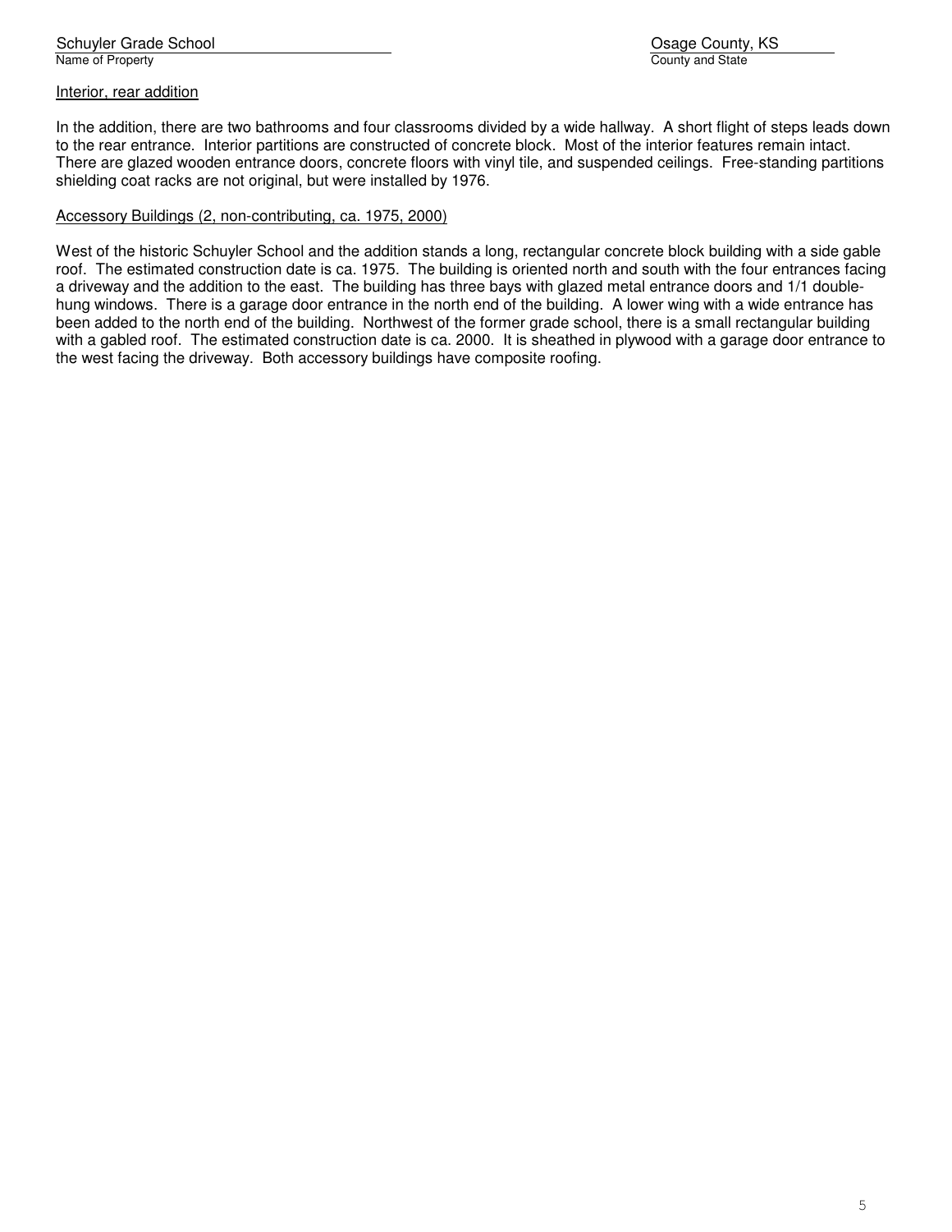Interior, rear addition

In the addition, there are two bathrooms and four classrooms divided by a wide hallway. A short flight of steps leads down to the rear entrance. Interior partitions are constructed of concrete block. Most of the interior features remain intact. There are glazed wooden entrance doors, concrete floors with vinyl tile, and suspended ceilings. Free-standing partitions shielding coat racks are not original, but were installed by 1976.

Accessory Buildings (2, non-contributing, ca. 1975, 2000)

West of the historic Schuyler School and the addition stands a long, rectangular concrete block building with a side gable roof. The estimated construction date is ca. 1975. The building is oriented north and south with the four entrances facing a driveway and the addition to the east. The building has three bays with glazed metal entrance doors and 1/1 double-hung windows. There is a garage door entrance in the north end of the building. A lower wing with a wide entrance has been added to the north end of the building. Northwest of the former grade school, there is a small rectangular building with a gabled roof. The estimated construction date is ca. 2000. It is sheathed in plywood with a garage door entrance to the west facing the driveway. Both accessory buildings have composite roofing.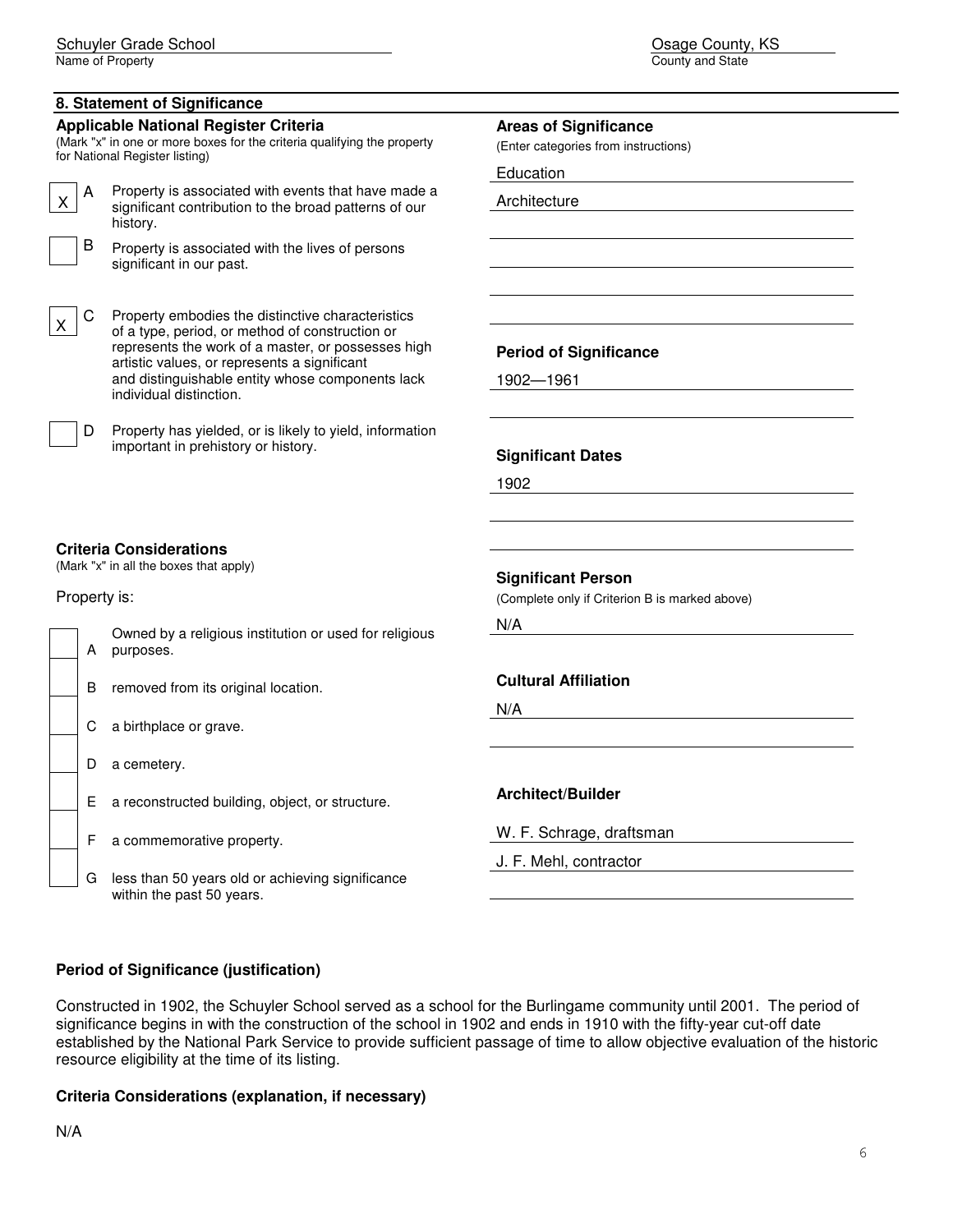Schuyler Grade School
Name of Property

Osage County, KS
County and State

## 8. Statement of Significance

### Applicable National Register Criteria

(Mark "x" in one or more boxes for the criteria qualifying the property for National Register listing)

- [X] **A** Property is associated with events that have made a significant contribution to the broad patterns of our history.
- [ ] **B** Property is associated with the lives of persons significant in our past.
- [X] **C** Property embodies the distinctive characteristics of a type, period, or method of construction or represents the work of a master, or possesses high artistic values, or represents a significant and distinguishable entity whose components lack individual distinction.
- [ ] **D** Property has yielded, or is likely to yield, information important in prehistory or history.

### Criteria Considerations

(Mark "x" in all the boxes that apply)

Property is:

- [ ] **A** Owned by a religious institution or used for religious purposes.
- [ ] **B** removed from its original location.
- [ ] **C** a birthplace or grave.
- [ ] **D** a cemetery.
- [ ] **E** a reconstructed building, object, or structure.
- [ ] **F** a commemorative property.
- [ ] **G** less than 50 years old or achieving significance within the past 50 years.

### Areas of Significance

(Enter categories from instructions)

Education

Architecture

### Period of Significance

1902—1961

### Significant Dates

1902

### Significant Person

(Complete only if Criterion B is marked above)

N/A

### Cultural Affiliation

N/A

### Architect/Builder

W. F. Schrage, draftsman

J. F. Mehl, contractor

### Period of Significance (justification)

Constructed in 1902, the Schuyler School served as a school for the Burlingame community until 2001. The period of significance begins in with the construction of the school in 1902 and ends in 1910 with the fifty-year cut-off date established by the National Park Service to provide sufficient passage of time to allow objective evaluation of the historic resource eligibility at the time of its listing.

### Criteria Considerations (explanation, if necessary)

N/A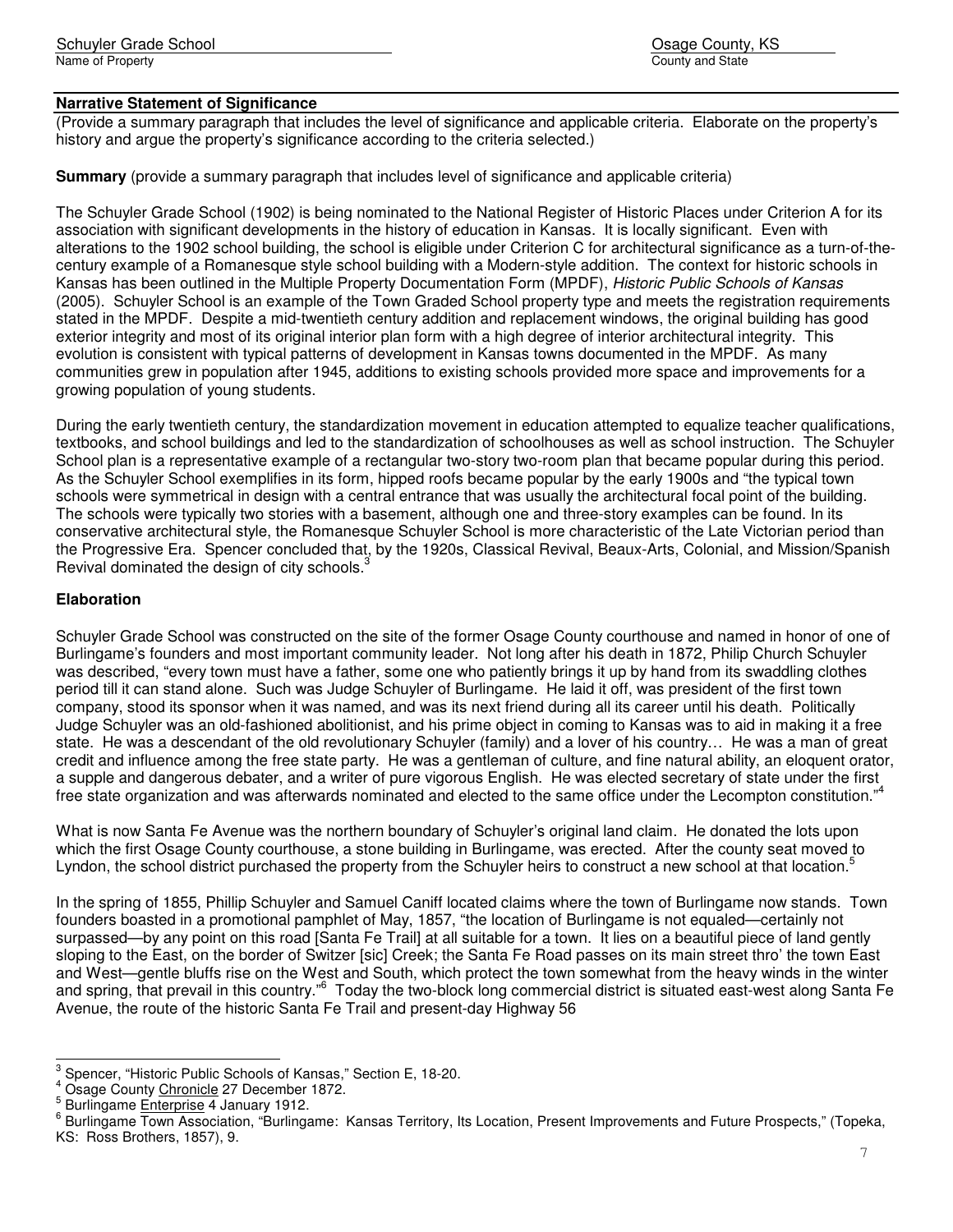## Narrative Statement of Significance

(Provide a summary paragraph that includes the level of significance and applicable criteria. Elaborate on the property's history and argue the property's significance according to the criteria selected.)

**Summary** (provide a summary paragraph that includes level of significance and applicable criteria)

The Schuyler Grade School (1902) is being nominated to the National Register of Historic Places under Criterion A for its association with significant developments in the history of education in Kansas. It is locally significant. Even with alterations to the 1902 school building, the school is eligible under Criterion C for architectural significance as a turn-of-the-century example of a Romanesque style school building with a Modern-style addition. The context for historic schools in Kansas has been outlined in the Multiple Property Documentation Form (MPDF), *Historic Public Schools of Kansas* (2005). Schuyler School is an example of the Town Graded School property type and meets the registration requirements stated in the MPDF. Despite a mid-twentieth century addition and replacement windows, the original building has good exterior integrity and most of its original interior plan form with a high degree of interior architectural integrity. This evolution is consistent with typical patterns of development in Kansas towns documented in the MPDF. As many communities grew in population after 1945, additions to existing schools provided more space and improvements for a growing population of young students.

During the early twentieth century, the standardization movement in education attempted to equalize teacher qualifications, textbooks, and school buildings and led to the standardization of schoolhouses as well as school instruction. The Schuyler School plan is a representative example of a rectangular two-story two-room plan that became popular during this period. As the Schuyler School exemplifies in its form, hipped roofs became popular by the early 1900s and "the typical town schools were symmetrical in design with a central entrance that was usually the architectural focal point of the building. The schools were typically two stories with a basement, although one and three-story examples can be found. In its conservative architectural style, the Romanesque Schuyler School is more characteristic of the Late Victorian period than the Progressive Era. Spencer concluded that, by the 1920s, Classical Revival, Beaux-Arts, Colonial, and Mission/Spanish Revival dominated the design of city schools.[3]

### Elaboration

Schuyler Grade School was constructed on the site of the former Osage County courthouse and named in honor of one of Burlingame's founders and most important community leader. Not long after his death in 1872, Philip Church Schuyler was described, "every town must have a father, some one who patiently brings it up by hand from its swaddling clothes period till it can stand alone. Such was Judge Schuyler of Burlingame. He laid it off, was president of the first town company, stood its sponsor when it was named, and was its next friend during all its career until his death. Politically Judge Schuyler was an old-fashioned abolitionist, and his prime object in coming to Kansas was to aid in making it a free state. He was a descendant of the old revolutionary Schuyler (family) and a lover of his country… He was a man of great credit and influence among the free state party. He was a gentleman of culture, and fine natural ability, an eloquent orator, a supple and dangerous debater, and a writer of pure vigorous English. He was elected secretary of state under the first free state organization and was afterwards nominated and elected to the same office under the Lecompton constitution."[4]

What is now Santa Fe Avenue was the northern boundary of Schuyler's original land claim. He donated the lots upon which the first Osage County courthouse, a stone building in Burlingame, was erected. After the county seat moved to Lyndon, the school district purchased the property from the Schuyler heirs to construct a new school at that location.[5]

In the spring of 1855, Phillip Schuyler and Samuel Caniff located claims where the town of Burlingame now stands. Town founders boasted in a promotional pamphlet of May, 1857, "the location of Burlingame is not equaled—certainly not surpassed—by any point on this road [Santa Fe Trail] at all suitable for a town. It lies on a beautiful piece of land gently sloping to the East, on the border of Switzer [sic] Creek; the Santa Fe Road passes on its main street thro' the town East and West—gentle bluffs rise on the West and South, which protect the town somewhat from the heavy winds in the winter and spring, that prevail in this country."[6] Today the two-block long commercial district is situated east-west along Santa Fe Avenue, the route of the historic Santa Fe Trail and present-day Highway 56

---

[3] Spencer, "Historic Public Schools of Kansas," Section E, 18-20.
[4] Osage County Chronicle 27 December 1872.
[5] Burlingame Enterprise 4 January 1912.
[6] Burlingame Town Association, "Burlingame: Kansas Territory, Its Location, Present Improvements and Future Prospects," (Topeka, KS: Ross Brothers, 1857), 9.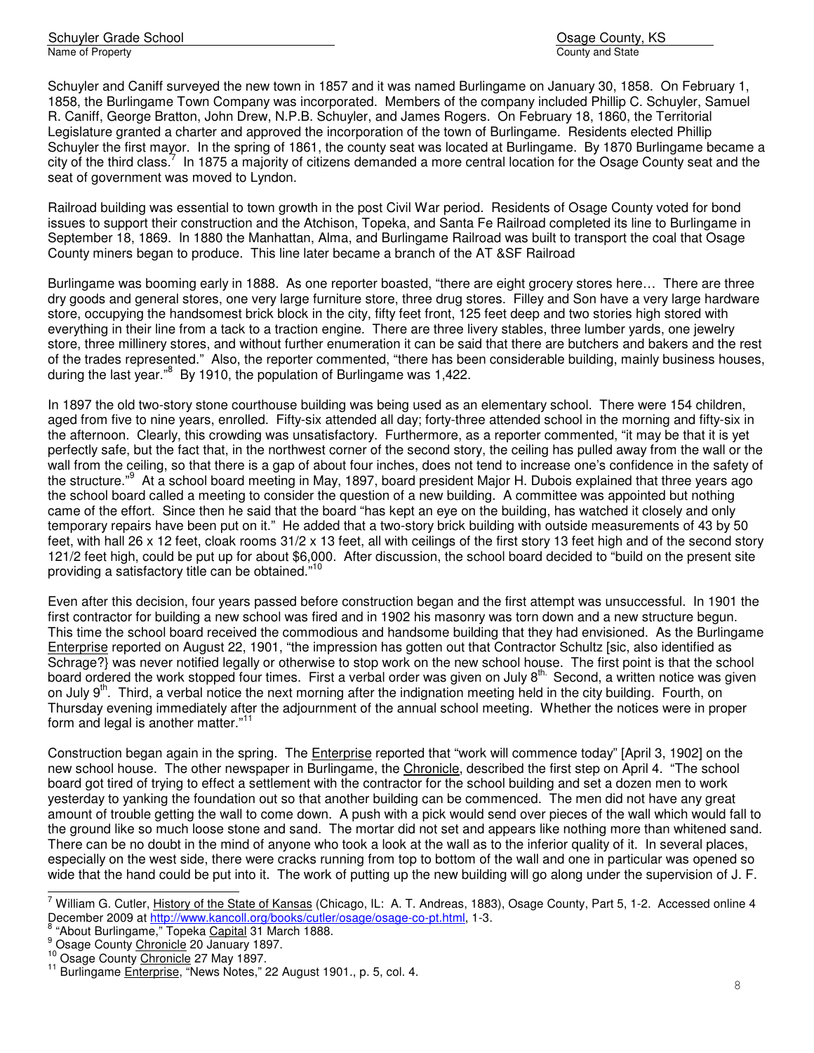Schuyler and Caniff surveyed the new town in 1857 and it was named Burlingame on January 30, 1858. On February 1, 1858, the Burlingame Town Company was incorporated. Members of the company included Phillip C. Schuyler, Samuel R. Caniff, George Bratton, John Drew, N.P.B. Schuyler, and James Rogers. On February 18, 1860, the Territorial Legislature granted a charter and approved the incorporation of the town of Burlingame. Residents elected Phillip Schuyler the first mayor. In the spring of 1861, the county seat was located at Burlingame. By 1870 Burlingame became a city of the third class.[7] In 1875 a majority of citizens demanded a more central location for the Osage County seat and the seat of government was moved to Lyndon.

Railroad building was essential to town growth in the post Civil War period. Residents of Osage County voted for bond issues to support their construction and the Atchison, Topeka, and Santa Fe Railroad completed its line to Burlingame in September 18, 1869. In 1880 the Manhattan, Alma, and Burlingame Railroad was built to transport the coal that Osage County miners began to produce. This line later became a branch of the AT &SF Railroad

Burlingame was booming early in 1888. As one reporter boasted, "there are eight grocery stores here… There are three dry goods and general stores, one very large furniture store, three drug stores. Filley and Son have a very large hardware store, occupying the handsomest brick block in the city, fifty feet front, 125 feet deep and two stories high stored with everything in their line from a tack to a traction engine. There are three livery stables, three lumber yards, one jewelry store, three millinery stores, and without further enumeration it can be said that there are butchers and bakers and the rest of the trades represented." Also, the reporter commented, "there has been considerable building, mainly business houses, during the last year."[8] By 1910, the population of Burlingame was 1,422.

In 1897 the old two-story stone courthouse building was being used as an elementary school. There were 154 children, aged from five to nine years, enrolled. Fifty-six attended all day; forty-three attended school in the morning and fifty-six in the afternoon. Clearly, this crowding was unsatisfactory. Furthermore, as a reporter commented, "it may be that it is yet perfectly safe, but the fact that, in the northwest corner of the second story, the ceiling has pulled away from the wall or the wall from the ceiling, so that there is a gap of about four inches, does not tend to increase one's confidence in the safety of the structure."[9] At a school board meeting in May, 1897, board president Major H. Dubois explained that three years ago the school board called a meeting to consider the question of a new building. A committee was appointed but nothing came of the effort. Since then he said that the board "has kept an eye on the building, has watched it closely and only temporary repairs have been put on it." He added that a two-story brick building with outside measurements of 43 by 50 feet, with hall 26 x 12 feet, cloak rooms 31/2 x 13 feet, all with ceilings of the first story 13 feet high and of the second story 121/2 feet high, could be put up for about $6,000. After discussion, the school board decided to "build on the present site providing a satisfactory title can be obtained."[10]

Even after this decision, four years passed before construction began and the first attempt was unsuccessful. In 1901 the first contractor for building a new school was fired and in 1902 his masonry was torn down and a new structure begun. This time the school board received the commodious and handsome building that they had envisioned. As the Burlingame Enterprise reported on August 22, 1901, "the impression has gotten out that Contractor Schultz [sic, also identified as Schrage?} was never notified legally or otherwise to stop work on the new school house. The first point is that the school board ordered the work stopped four times. First a verbal order was given on July 8th. Second, a written notice was given on July 9th. Third, a verbal notice the next morning after the indignation meeting held in the city building. Fourth, on Thursday evening immediately after the adjournment of the annual school meeting. Whether the notices were in proper form and legal is another matter."[11]

Construction began again in the spring. The Enterprise reported that "work will commence today" [April 3, 1902] on the new school house. The other newspaper in Burlingame, the Chronicle, described the first step on April 4. "The school board got tired of trying to effect a settlement with the contractor for the school building and set a dozen men to work yesterday to yanking the foundation out so that another building can be commenced. The men did not have any great amount of trouble getting the wall to come down. A push with a pick would send over pieces of the wall which would fall to the ground like so much loose stone and sand. The mortar did not set and appears like nothing more than whitened sand. There can be no doubt in the mind of anyone who took a look at the wall as to the inferior quality of it. In several places, especially on the west side, there were cracks running from top to bottom of the wall and one in particular was opened so wide that the hand could be put into it. The work of putting up the new building will go along under the supervision of J. F.

---

[7] William G. Cutler, History of the State of Kansas (Chicago, IL: A. T. Andreas, 1883), Osage County, Part 5, 1-2. Accessed online 4 December 2009 at http://www.kancoll.org/books/cutler/osage/osage-co-pt.html, 1-3.

[8] "About Burlingame," Topeka Capital 31 March 1888.

[9] Osage County Chronicle 20 January 1897.

[10] Osage County Chronicle 27 May 1897.

[11] Burlingame Enterprise, "News Notes," 22 August 1901., p. 5, col. 4.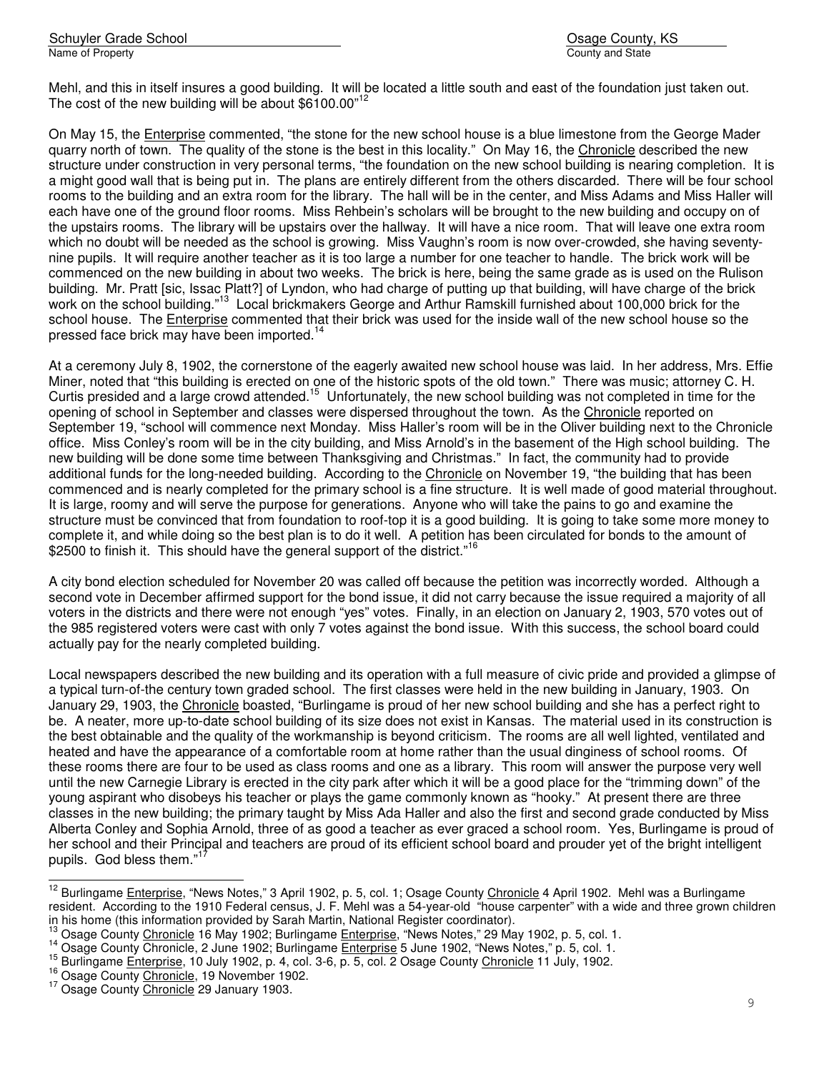Mehl, and this in itself insures a good building. It will be located a little south and east of the foundation just taken out. The cost of the new building will be about $6100.00"[12]

On May 15, the Enterprise commented, "the stone for the new school house is a blue limestone from the George Mader quarry north of town. The quality of the stone is the best in this locality." On May 16, the Chronicle described the new structure under construction in very personal terms, "the foundation on the new school building is nearing completion. It is a might good wall that is being put in. The plans are entirely different from the others discarded. There will be four school rooms to the building and an extra room for the library. The hall will be in the center, and Miss Adams and Miss Haller will each have one of the ground floor rooms. Miss Rehbein's scholars will be brought to the new building and occupy on of the upstairs rooms. The library will be upstairs over the hallway. It will have a nice room. That will leave one extra room which no doubt will be needed as the school is growing. Miss Vaughn's room is now over-crowded, she having seventy-nine pupils. It will require another teacher as it is too large a number for one teacher to handle. The brick work will be commenced on the new building in about two weeks. The brick is here, being the same grade as is used on the Rulison building. Mr. Pratt [sic, Issac Platt?] of Lyndon, who had charge of putting up that building, will have charge of the brick work on the school building."[13] Local brickmakers George and Arthur Ramskill furnished about 100,000 brick for the school house. The Enterprise commented that their brick was used for the inside wall of the new school house so the pressed face brick may have been imported.[14]

At a ceremony July 8, 1902, the cornerstone of the eagerly awaited new school house was laid. In her address, Mrs. Effie Miner, noted that "this building is erected on one of the historic spots of the old town." There was music; attorney C. H. Curtis presided and a large crowd attended.[15] Unfortunately, the new school building was not completed in time for the opening of school in September and classes were dispersed throughout the town. As the Chronicle reported on September 19, "school will commence next Monday. Miss Haller's room will be in the Oliver building next to the Chronicle office. Miss Conley's room will be in the city building, and Miss Arnold's in the basement of the High school building. The new building will be done some time between Thanksgiving and Christmas." In fact, the community had to provide additional funds for the long-needed building. According to the Chronicle on November 19, "the building that has been commenced and is nearly completed for the primary school is a fine structure. It is well made of good material throughout. It is large, roomy and will serve the purpose for generations. Anyone who will take the pains to go and examine the structure must be convinced that from foundation to roof-top it is a good building. It is going to take some more money to complete it, and while doing so the best plan is to do it well. A petition has been circulated for bonds to the amount of $2500 to finish it. This should have the general support of the district."[16]

A city bond election scheduled for November 20 was called off because the petition was incorrectly worded. Although a second vote in December affirmed support for the bond issue, it did not carry because the issue required a majority of all voters in the districts and there were not enough "yes" votes. Finally, in an election on January 2, 1903, 570 votes out of the 985 registered voters were cast with only 7 votes against the bond issue. With this success, the school board could actually pay for the nearly completed building.

Local newspapers described the new building and its operation with a full measure of civic pride and provided a glimpse of a typical turn-of-the century town graded school. The first classes were held in the new building in January, 1903. On January 29, 1903, the Chronicle boasted, "Burlingame is proud of her new school building and she has a perfect right to be. A neater, more up-to-date school building of its size does not exist in Kansas. The material used in its construction is the best obtainable and the quality of the workmanship is beyond criticism. The rooms are all well lighted, ventilated and heated and have the appearance of a comfortable room at home rather than the usual dinginess of school rooms. Of these rooms there are four to be used as class rooms and one as a library. This room will answer the purpose very well until the new Carnegie Library is erected in the city park after which it will be a good place for the "trimming down" of the young aspirant who disobeys his teacher or plays the game commonly known as "hooky." At present there are three classes in the new building; the primary taught by Miss Ada Haller and also the first and second grade conducted by Miss Alberta Conley and Sophia Arnold, three of as good a teacher as ever graced a school room. Yes, Burlingame is proud of her school and their Principal and teachers are proud of its efficient school board and prouder yet of the bright intelligent pupils. God bless them."[17]

---

[12] Burlingame Enterprise, "News Notes," 3 April 1902, p. 5, col. 1; Osage County Chronicle 4 April 1902. Mehl was a Burlingame resident. According to the 1910 Federal census, J. F. Mehl was a 54-year-old "house carpenter" with a wide and three grown children in his home (this information provided by Sarah Martin, National Register coordinator).

[13] Osage County Chronicle 16 May 1902; Burlingame Enterprise, "News Notes," 29 May 1902, p. 5, col. 1.

[14] Osage County Chronicle, 2 June 1902; Burlingame Enterprise 5 June 1902, "News Notes," p. 5, col. 1.

[15] Burlingame Enterprise, 10 July 1902, p. 4, col. 3-6, p. 5, col. 2 Osage County Chronicle 11 July, 1902.

[16] Osage County Chronicle, 19 November 1902.

[17] Osage County Chronicle 29 January 1903.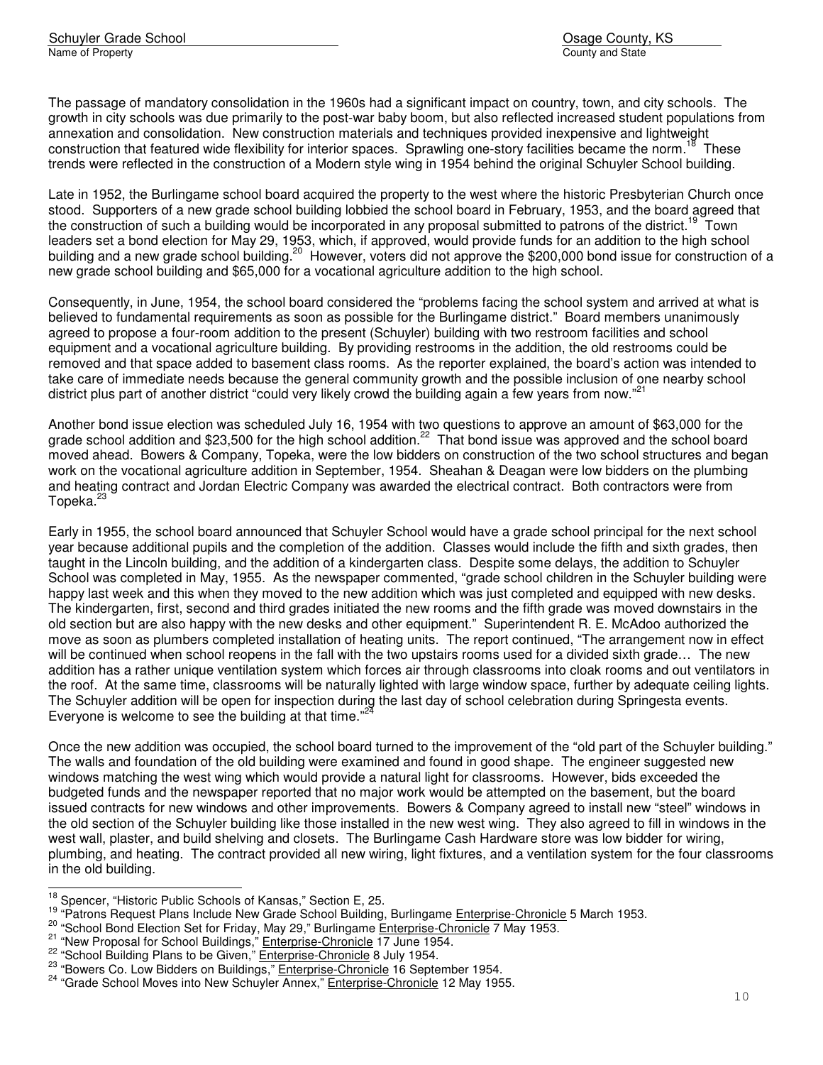The passage of mandatory consolidation in the 1960s had a significant impact on country, town, and city schools. The growth in city schools was due primarily to the post-war baby boom, but also reflected increased student populations from annexation and consolidation. New construction materials and techniques provided inexpensive and lightweight construction that featured wide flexibility for interior spaces. Sprawling one-story facilities became the norm.[18] These trends were reflected in the construction of a Modern style wing in 1954 behind the original Schuyler School building.

Late in 1952, the Burlingame school board acquired the property to the west where the historic Presbyterian Church once stood. Supporters of a new grade school building lobbied the school board in February, 1953, and the board agreed that the construction of such a building would be incorporated in any proposal submitted to patrons of the district.[19] Town leaders set a bond election for May 29, 1953, which, if approved, would provide funds for an addition to the high school building and a new grade school building.[20] However, voters did not approve the $200,000 bond issue for construction of a new grade school building and $65,000 for a vocational agriculture addition to the high school.

Consequently, in June, 1954, the school board considered the "problems facing the school system and arrived at what is believed to fundamental requirements as soon as possible for the Burlingame district." Board members unanimously agreed to propose a four-room addition to the present (Schuyler) building with two restroom facilities and school equipment and a vocational agriculture building. By providing restrooms in the addition, the old restrooms could be removed and that space added to basement class rooms. As the reporter explained, the board's action was intended to take care of immediate needs because the general community growth and the possible inclusion of one nearby school district plus part of another district "could very likely crowd the building again a few years from now."[21]

Another bond issue election was scheduled July 16, 1954 with two questions to approve an amount of $63,000 for the grade school addition and $23,500 for the high school addition.[22] That bond issue was approved and the school board moved ahead. Bowers & Company, Topeka, were the low bidders on construction of the two school structures and began work on the vocational agriculture addition in September, 1954. Sheahan & Deagan were low bidders on the plumbing and heating contract and Jordan Electric Company was awarded the electrical contract. Both contractors were from Topeka.[23]

Early in 1955, the school board announced that Schuyler School would have a grade school principal for the next school year because additional pupils and the completion of the addition. Classes would include the fifth and sixth grades, then taught in the Lincoln building, and the addition of a kindergarten class. Despite some delays, the addition to Schuyler School was completed in May, 1955. As the newspaper commented, "grade school children in the Schuyler building were happy last week and this when they moved to the new addition which was just completed and equipped with new desks. The kindergarten, first, second and third grades initiated the new rooms and the fifth grade was moved downstairs in the old section but are also happy with the new desks and other equipment." Superintendent R. E. McAdoo authorized the move as soon as plumbers completed installation of heating units. The report continued, "The arrangement now in effect will be continued when school reopens in the fall with the two upstairs rooms used for a divided sixth grade… The new addition has a rather unique ventilation system which forces air through classrooms into cloak rooms and out ventilators in the roof. At the same time, classrooms will be naturally lighted with large window space, further by adequate ceiling lights. The Schuyler addition will be open for inspection during the last day of school celebration during Springesta events. Everyone is welcome to see the building at that time."[24]

Once the new addition was occupied, the school board turned to the improvement of the "old part of the Schuyler building." The walls and foundation of the old building were examined and found in good shape. The engineer suggested new windows matching the west wing which would provide a natural light for classrooms. However, bids exceeded the budgeted funds and the newspaper reported that no major work would be attempted on the basement, but the board issued contracts for new windows and other improvements. Bowers & Company agreed to install new "steel" windows in the old section of the Schuyler building like those installed in the new west wing. They also agreed to fill in windows in the west wall, plaster, and build shelving and closets. The Burlingame Cash Hardware store was low bidder for wiring, plumbing, and heating. The contract provided all new wiring, light fixtures, and a ventilation system for the four classrooms in the old building.

---

[18] Spencer, "Historic Public Schools of Kansas," Section E, 25.

[19] "Patrons Request Plans Include New Grade School Building, Burlingame Enterprise-Chronicle 5 March 1953.

[20] "School Bond Election Set for Friday, May 29," Burlingame Enterprise-Chronicle 7 May 1953.

[21] "New Proposal for School Buildings," Enterprise-Chronicle 17 June 1954.

[22] "School Building Plans to be Given," Enterprise-Chronicle 8 July 1954.

[23] "Bowers Co. Low Bidders on Buildings," Enterprise-Chronicle 16 September 1954.

[24] "Grade School Moves into New Schuyler Annex," Enterprise-Chronicle 12 May 1955.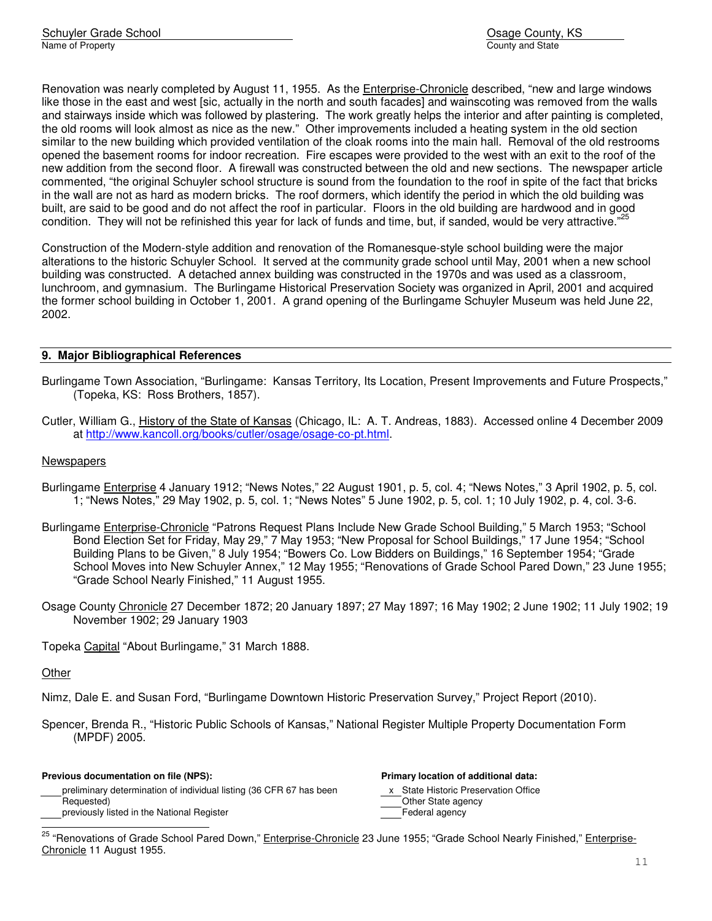Renovation was nearly completed by August 11, 1955. As the Enterprise-Chronicle described, "new and large windows like those in the east and west [sic, actually in the north and south facades] and wainscoting was removed from the walls and stairways inside which was followed by plastering. The work greatly helps the interior and after painting is completed, the old rooms will look almost as nice as the new." Other improvements included a heating system in the old section similar to the new building which provided ventilation of the cloak rooms into the main hall. Removal of the old restrooms opened the basement rooms for indoor recreation. Fire escapes were provided to the west with an exit to the roof of the new addition from the second floor. A firewall was constructed between the old and new sections. The newspaper article commented, "the original Schuyler school structure is sound from the foundation to the roof in spite of the fact that bricks in the wall are not as hard as modern bricks. The roof dormers, which identify the period in which the old building was built, are said to be good and do not affect the roof in particular. Floors in the old building are hardwood and in good condition. They will not be refinished this year for lack of funds and time, but, if sanded, would be very attractive."[25]

Construction of the Modern-style addition and renovation of the Romanesque-style school building were the major alterations to the historic Schuyler School. It served at the community grade school until May, 2001 when a new school building was constructed. A detached annex building was constructed in the 1970s and was used as a classroom, lunchroom, and gymnasium. The Burlingame Historical Preservation Society was organized in April, 2001 and acquired the former school building in October 1, 2001. A grand opening of the Burlingame Schuyler Museum was held June 22, 2002.

## 9. Major Bibliographical References

Burlingame Town Association, "Burlingame: Kansas Territory, Its Location, Present Improvements and Future Prospects," (Topeka, KS: Ross Brothers, 1857).

Cutler, William G., History of the State of Kansas (Chicago, IL: A. T. Andreas, 1883). Accessed online 4 December 2009 at http://www.kancoll.org/books/cutler/osage/osage-co-pt.html.

Newspapers

Burlingame Enterprise 4 January 1912; "News Notes," 22 August 1901, p. 5, col. 4; "News Notes," 3 April 1902, p. 5, col. 1; "News Notes," 29 May 1902, p. 5, col. 1; "News Notes" 5 June 1902, p. 5, col. 1; 10 July 1902, p. 4, col. 3-6.

Burlingame Enterprise-Chronicle "Patrons Request Plans Include New Grade School Building," 5 March 1953; "School Bond Election Set for Friday, May 29," 7 May 1953; "New Proposal for School Buildings," 17 June 1954; "School Building Plans to be Given," 8 July 1954; "Bowers Co. Low Bidders on Buildings," 16 September 1954; "Grade School Moves into New Schuyler Annex," 12 May 1955; "Renovations of Grade School Pared Down," 23 June 1955; "Grade School Nearly Finished," 11 August 1955.

Osage County Chronicle 27 December 1872; 20 January 1897; 27 May 1897; 16 May 1902; 2 June 1902; 11 July 1902; 19 November 1902; 29 January 1903

Topeka Capital "About Burlingame," 31 March 1888.

Other

Nimz, Dale E. and Susan Ford, "Burlingame Downtown Historic Preservation Survey," Project Report (2010).

Spencer, Brenda R., "Historic Public Schools of Kansas," National Register Multiple Property Documentation Form (MPDF) 2005.

**Previous documentation on file (NPS):**

\_\_\_\_ preliminary determination of individual listing (36 CFR 67 has been Requested)
\_\_\_\_ previously listed in the National Register

**Primary location of additional data:**

x State Historic Preservation Office
\_\_\_\_ Other State agency
\_\_\_\_ Federal agency

[25] "Renovations of Grade School Pared Down," Enterprise-Chronicle 23 June 1955; "Grade School Nearly Finished," Enterprise-Chronicle 11 August 1955.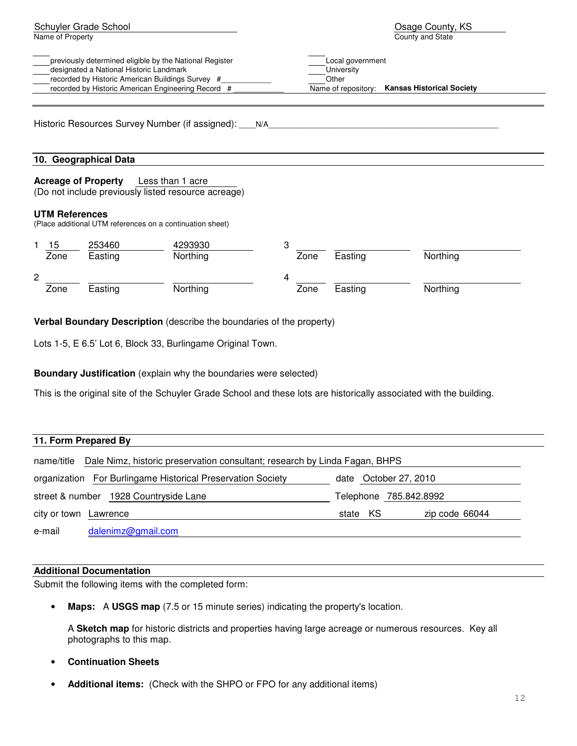Schuyler Grade School
Name of Property

Osage County, KS
County and State

____ previously determined eligible by the National Register
____ designated a National Historic Landmark
____ recorded by Historic American Buildings Survey #____________
____ recorded by Historic American Engineering Record #____________

____ Local government
____ University
____ Other
Name of repository: **Kansas Historical Society**

Historic Resources Survey Number (if assigned): ____N/A

## 10. Geographical Data

**Acreage of Property** Less than 1 acre
(Do not include previously listed resource acreage)

**UTM References**
(Place additional UTM references on a continuation sheet)

| | Zone | Easting | Northing | | Zone | Easting | Northing |
|---|---|---|---|---|---|---|---|
| 1 | 15 | 253460 | 4293930 | 3 | | | |
| 2 | | | | 4 | | | |

**Verbal Boundary Description** (describe the boundaries of the property)

Lots 1-5, E 6.5' Lot 6, Block 33, Burlingame Original Town.

**Boundary Justification** (explain why the boundaries were selected)

This is the original site of the Schuyler Grade School and these lots are historically associated with the building.

## 11. Form Prepared By

name/title Dale Nimz, historic preservation consultant; research by Linda Fagan, BHPS

organization For Burlingame Historical Preservation Society    date October 27, 2010

street & number 1928 Countryside Lane    Telephone 785.842.8992

city or town Lawrence    state KS    zip code 66044

e-mail dalenimz@gmail.com

## Additional Documentation

Submit the following items with the completed form:

- **Maps:** A **USGS map** (7.5 or 15 minute series) indicating the property's location.

  A **Sketch map** for historic districts and properties having large acreage or numerous resources. Key all photographs to this map.

- **Continuation Sheets**

- **Additional items:** (Check with the SHPO or FPO for any additional items)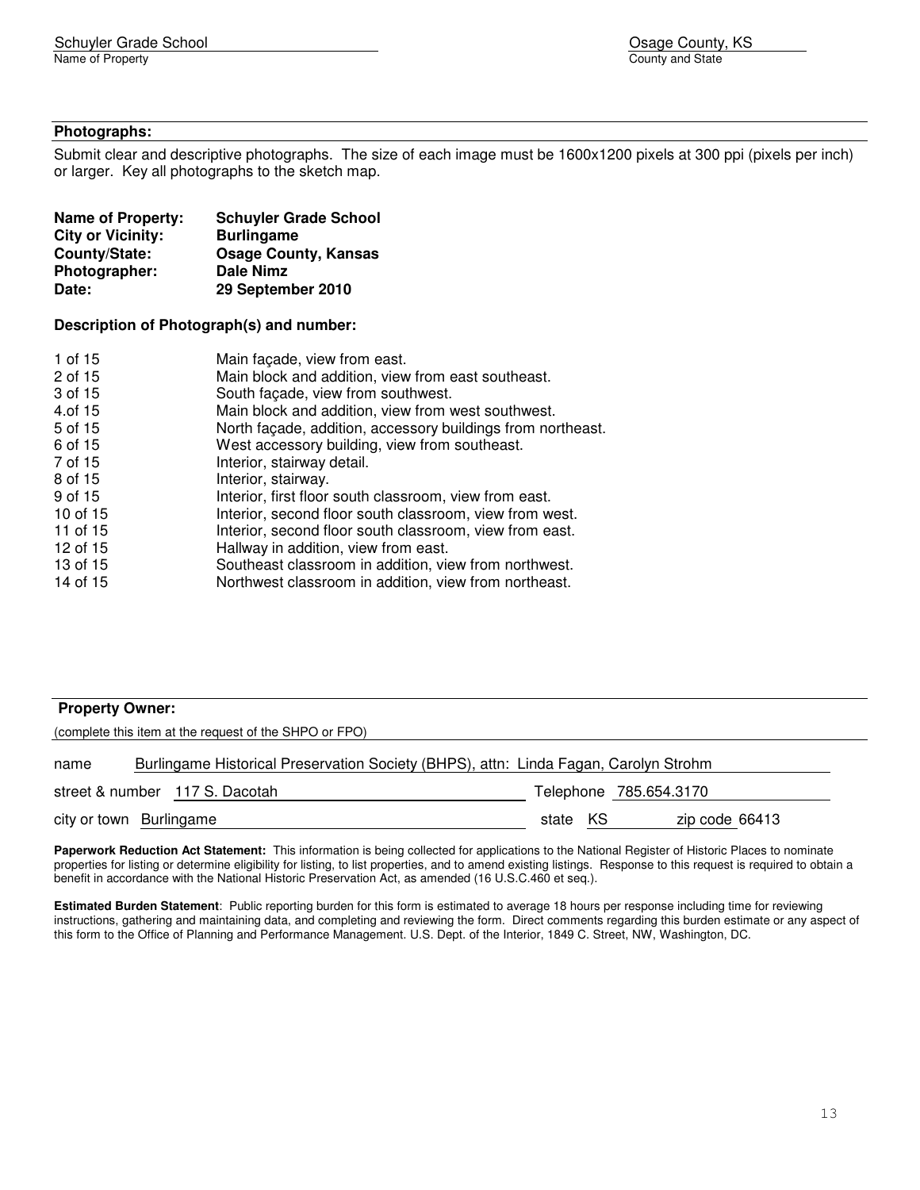## Photographs:

Submit clear and descriptive photographs. The size of each image must be 1600x1200 pixels at 300 ppi (pixels per inch) or larger. Key all photographs to the sketch map.

**Name of Property:** **Schuyler Grade School**
**City or Vicinity:** **Burlingame**
**County/State:** **Osage County, Kansas**
**Photographer:** **Dale Nimz**
**Date:** **29 September 2010**

### Description of Photograph(s) and number:

| | |
|---|---|
| 1 of 15 | Main façade, view from east. |
| 2 of 15 | Main block and addition, view from east southeast. |
| 3 of 15 | South façade, view from southwest. |
| 4.of 15 | Main block and addition, view from west southwest. |
| 5 of 15 | North façade, addition, accessory buildings from northeast. |
| 6 of 15 | West accessory building, view from southeast. |
| 7 of 15 | Interior, stairway detail. |
| 8 of 15 | Interior, stairway. |
| 9 of 15 | Interior, first floor south classroom, view from east. |
| 10 of 15 | Interior, second floor south classroom, view from west. |
| 11 of 15 | Interior, second floor south classroom, view from east. |
| 12 of 15 | Hallway in addition, view from east. |
| 13 of 15 | Southeast classroom in addition, view from northwest. |
| 14 of 15 | Northwest classroom in addition, view from northeast. |

## Property Owner:

(complete this item at the request of the SHPO or FPO)

name Burlingame Historical Preservation Society (BHPS), attn: Linda Fagan, Carolyn Strohm

street & number 117 S. Dacotah Telephone 785.654.3170

city or town Burlingame state KS zip code 66413

**Paperwork Reduction Act Statement:** This information is being collected for applications to the National Register of Historic Places to nominate properties for listing or determine eligibility for listing, to list properties, and to amend existing listings. Response to this request is required to obtain a benefit in accordance with the National Historic Preservation Act, as amended (16 U.S.C.460 et seq.).

**Estimated Burden Statement**: Public reporting burden for this form is estimated to average 18 hours per response including time for reviewing instructions, gathering and maintaining data, and completing and reviewing the form. Direct comments regarding this burden estimate or any aspect of this form to the Office of Planning and Performance Management. U.S. Dept. of the Interior, 1849 C. Street, NW, Washington, DC.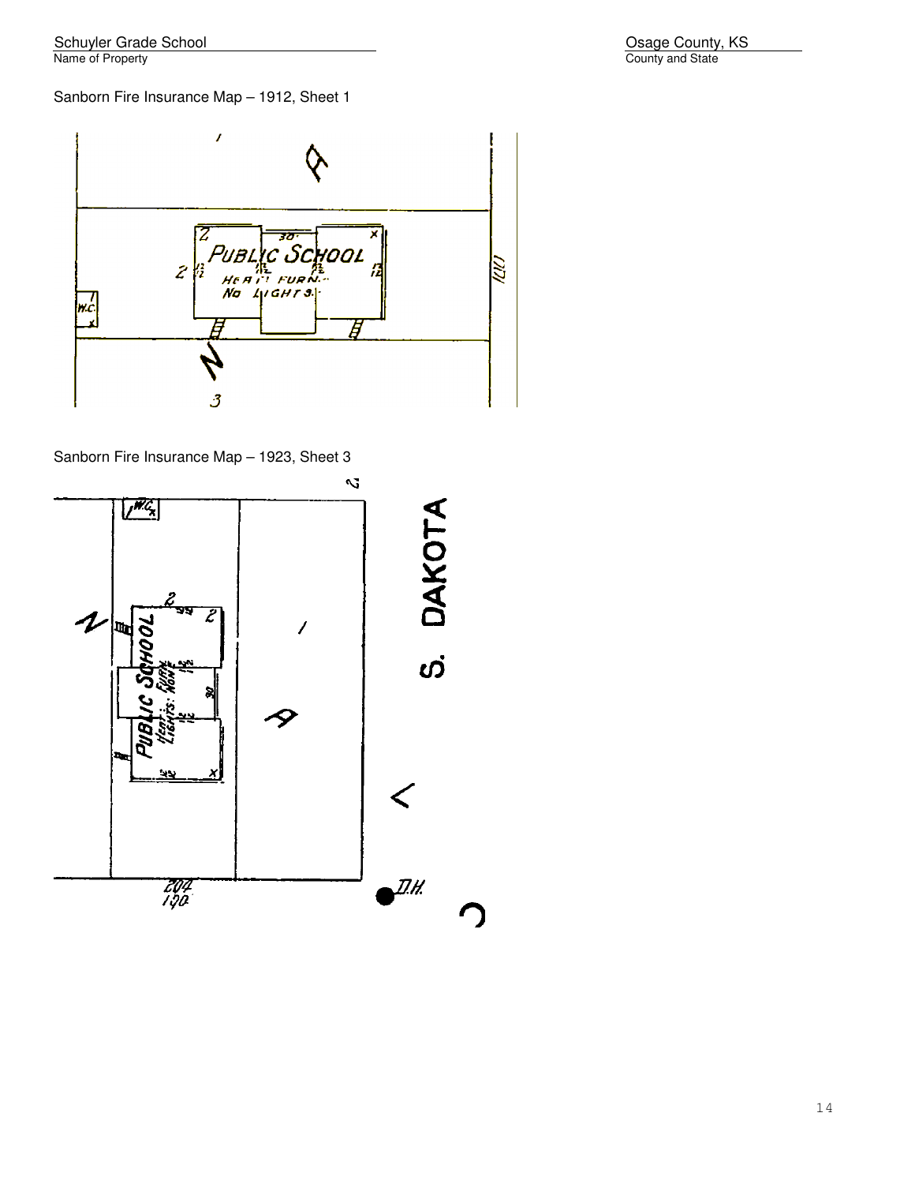Schuyler Grade School
Name of Property

Osage County, KS
County and State

Sanborn Fire Insurance Map – 1912, Sheet 1

Sanborn Fire Insurance Map – 1923, Sheet 3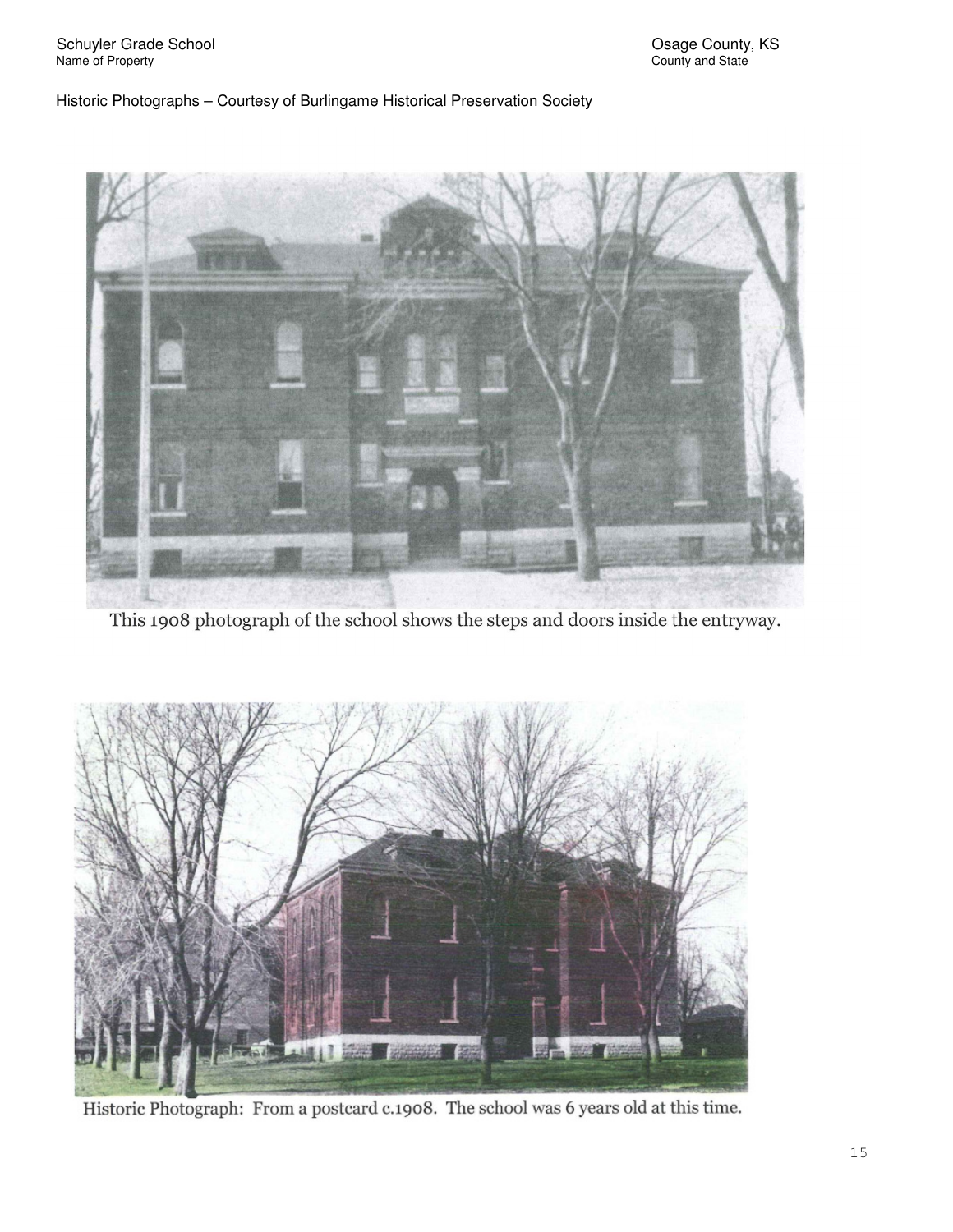Historic Photographs – Courtesy of Burlingame Historical Preservation Society

This 1908 photograph of the school shows the steps and doors inside the entryway.

Historic Photograph: From a postcard c.1908. The school was 6 years old at this time.